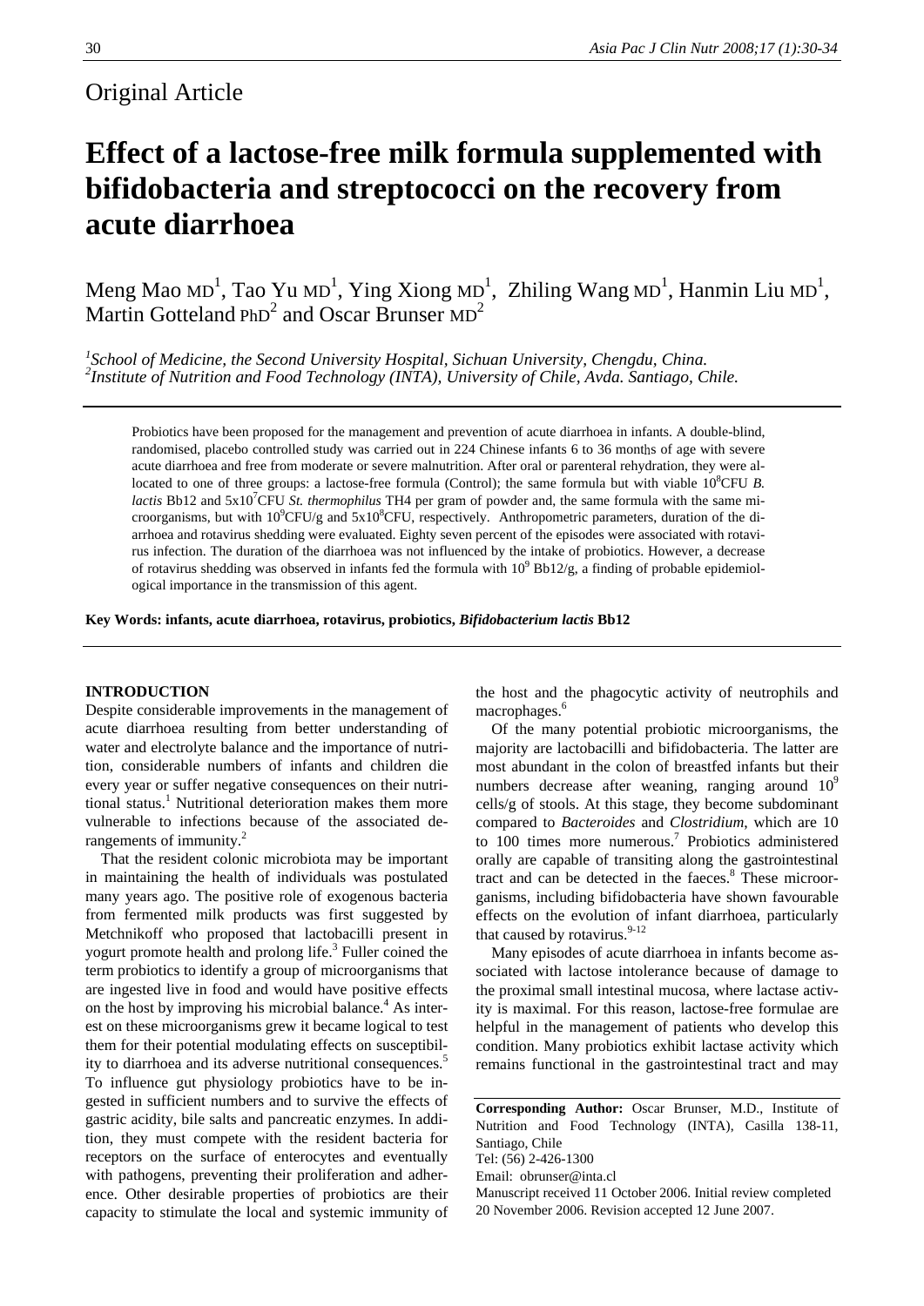Original Article

# Effect of a lactose-free milk formula supplemented with bifidobacteria and streptococci on the recovery from acute diarrhoea

Meng Mao MD[1], Tao Yu MD[1], Ying Xiong MD[1], Zhiling Wang MD[1], Hanmin Liu MD[1], Martin Gotteland PhD[2] and Oscar Brunser MD[2]

[1]*School of Medicine, the Second University Hospital, Sichuan University, Chengdu, China.*
[2]*Institute of Nutrition and Food Technology (INTA), University of Chile, Avda. Santiago, Chile.*

Probiotics have been proposed for the management and prevention of acute diarrhoea in infants. A double-blind, randomised, placebo controlled study was carried out in 224 Chinese infants 6 to 36 months of age with severe acute diarrhoea and free from moderate or severe malnutrition. After oral or parenteral rehydration, they were allocated to one of three groups: a lactose-free formula (Control); the same formula but with viable $10^8$CFU *B. lactis* Bb12 and $5 \times 10^7$CFU *St. thermophilus* TH4 per gram of powder and, the same formula with the same microorganisms, but with $10^9$CFU/g and $5 \times 10^8$CFU, respectively. Anthropometric parameters, duration of the diarrhoea and rotavirus shedding were evaluated. Eighty seven percent of the episodes were associated with rotavirus infection. The duration of the diarrhoea was not influenced by the intake of probiotics. However, a decrease of rotavirus shedding was observed in infants fed the formula with $10^9$ Bb12/g, a finding of probable epidemiological importance in the transmission of this agent.

**Key Words: infants, acute diarrhoea, rotavirus, probiotics, *Bifidobacterium lactis* Bb12**

## INTRODUCTION

Despite considerable improvements in the management of acute diarrhoea resulting from better understanding of water and electrolyte balance and the importance of nutrition, considerable numbers of infants and children die every year or suffer negative consequences on their nutritional status.[1] Nutritional deterioration makes them more vulnerable to infections because of the associated derangements of immunity.[2]

That the resident colonic microbiota may be important in maintaining the health of individuals was postulated many years ago. The positive role of exogenous bacteria from fermented milk products was first suggested by Metchnikoff who proposed that lactobacilli present in yogurt promote health and prolong life.[3] Fuller coined the term probiotics to identify a group of microorganisms that are ingested live in food and would have positive effects on the host by improving his microbial balance.[4] As interest on these microorganisms grew it became logical to test them for their potential modulating effects on susceptibility to diarrhoea and its adverse nutritional consequences.[5] To influence gut physiology probiotics have to be ingested in sufficient numbers and to survive the effects of gastric acidity, bile salts and pancreatic enzymes. In addition, they must compete with the resident bacteria for receptors on the surface of enterocytes and eventually with pathogens, preventing their proliferation and adherence. Other desirable properties of probiotics are their capacity to stimulate the local and systemic immunity of the host and the phagocytic activity of neutrophils and macrophages.[6]

Of the many potential probiotic microorganisms, the majority are lactobacilli and bifidobacteria. The latter are most abundant in the colon of breastfed infants but their numbers decrease after weaning, ranging around $10^9$ cells/g of stools. At this stage, they become subdominant compared to *Bacteroides* and *Clostridium*, which are 10 to 100 times more numerous.[7] Probiotics administered orally are capable of transiting along the gastrointestinal tract and can be detected in the faeces.[8] These microorganisms, including bifidobacteria have shown favourable effects on the evolution of infant diarrhoea, particularly that caused by rotavirus.[9-12]

Many episodes of acute diarrhoea in infants become associated with lactose intolerance because of damage to the proximal small intestinal mucosa, where lactase activity is maximal. For this reason, lactose-free formulae are helpful in the management of patients who develop this condition. Many probiotics exhibit lactase activity which remains functional in the gastrointestinal tract and may

**Corresponding Author:** Oscar Brunser, M.D., Institute of Nutrition and Food Technology (INTA), Casilla 138-11, Santiago, Chile
Tel: (56) 2-426-1300
Email: obrunser@inta.cl
Manuscript received 11 October 2006. Initial review completed 20 November 2006. Revision accepted 12 June 2007.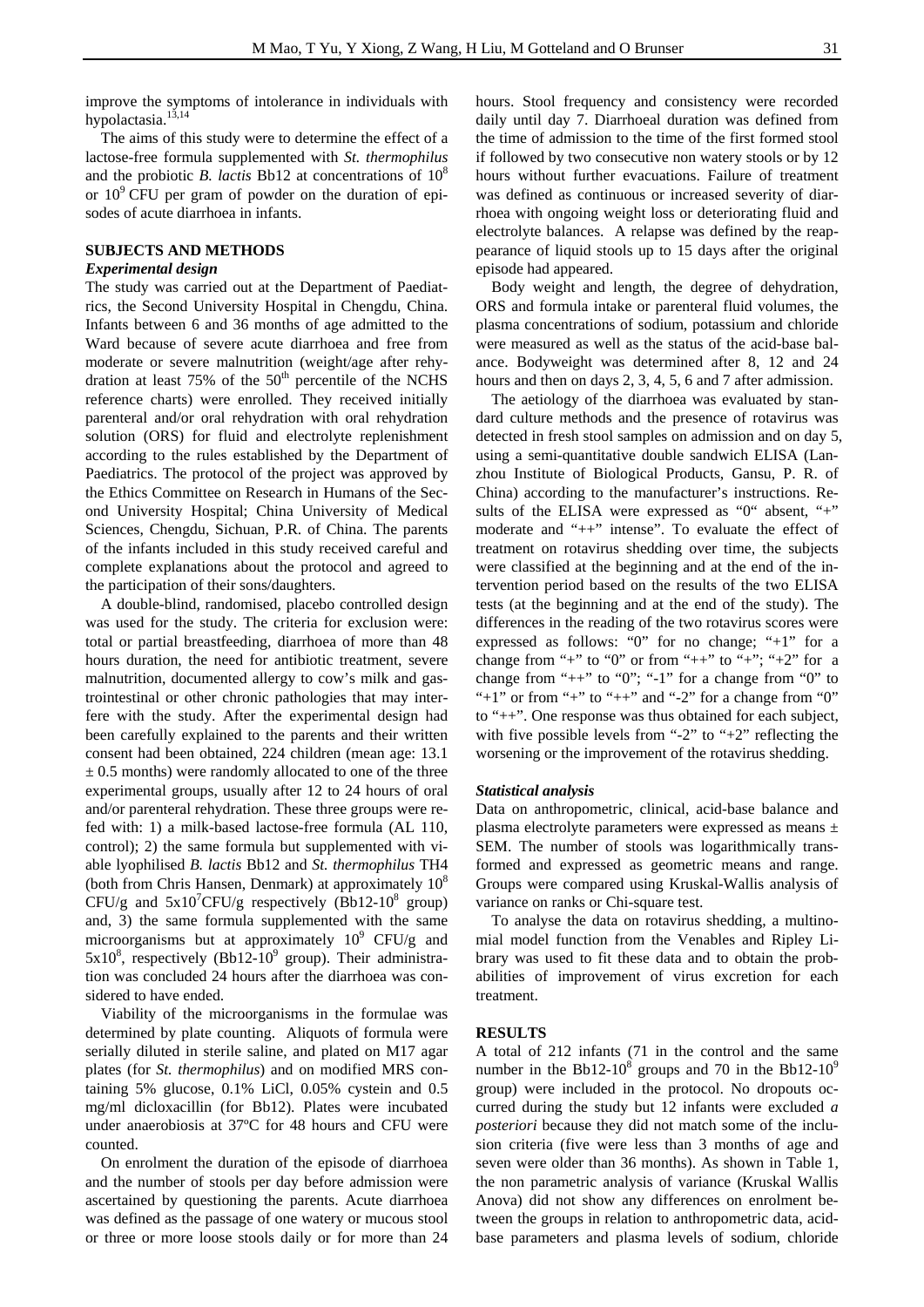improve the symptoms of intolerance in individuals with hypolactasia.[13,14]

The aims of this study were to determine the effect of a lactose-free formula supplemented with *St. thermophilus* and the probiotic *B. lactis* Bb12 at concentrations of $10^8$ or $10^9$ CFU per gram of powder on the duration of episodes of acute diarrhoea in infants.

## SUBJECTS AND METHODS

### *Experimental design*

The study was carried out at the Department of Paediatrics, the Second University Hospital in Chengdu, China. Infants between 6 and 36 months of age admitted to the Ward because of severe acute diarrhoea and free from moderate or severe malnutrition (weight/age after rehydration at least 75% of the $50^{th}$ percentile of the NCHS reference charts) were enrolled. They received initially parenteral and/or oral rehydration with oral rehydration solution (ORS) for fluid and electrolyte replenishment according to the rules established by the Department of Paediatrics. The protocol of the project was approved by the Ethics Committee on Research in Humans of the Second University Hospital; China University of Medical Sciences, Chengdu, Sichuan, P.R. of China. The parents of the infants included in this study received careful and complete explanations about the protocol and agreed to the participation of their sons/daughters.

A double-blind, randomised, placebo controlled design was used for the study. The criteria for exclusion were: total or partial breastfeeding, diarrhoea of more than 48 hours duration, the need for antibiotic treatment, severe malnutrition, documented allergy to cow's milk and gastrointestinal or other chronic pathologies that may interfere with the study. After the experimental design had been carefully explained to the parents and their written consent had been obtained, 224 children (mean age: 13.1 ± 0.5 months) were randomly allocated to one of the three experimental groups, usually after 12 to 24 hours of oral and/or parenteral rehydration. These three groups were refed with: 1) a milk-based lactose-free formula (AL 110, control); 2) the same formula but supplemented with viable lyophilised *B. lactis* Bb12 and *St. thermophilus* TH4 (both from Chris Hansen, Denmark) at approximately $10^8$ CFU/g and $5x10^7$CFU/g respectively (Bb12-$10^8$ group) and, 3) the same formula supplemented with the same microorganisms but at approximately $10^9$ CFU/g and $5x10^8$, respectively (Bb12-$10^9$ group). Their administration was concluded 24 hours after the diarrhoea was considered to have ended.

Viability of the microorganisms in the formulae was determined by plate counting. Aliquots of formula were serially diluted in sterile saline, and plated on M17 agar plates (for *St. thermophilus*) and on modified MRS containing 5% glucose, 0.1% LiCl, 0.05% cystein and 0.5 mg/ml dicloxacillin (for Bb12). Plates were incubated under anaerobiosis at 37ºC for 48 hours and CFU were counted.

On enrolment the duration of the episode of diarrhoea and the number of stools per day before admission were ascertained by questioning the parents. Acute diarrhoea was defined as the passage of one watery or mucous stool or three or more loose stools daily or for more than 24 hours. Stool frequency and consistency were recorded daily until day 7. Diarrhoeal duration was defined from the time of admission to the time of the first formed stool if followed by two consecutive non watery stools or by 12 hours without further evacuations. Failure of treatment was defined as continuous or increased severity of diarrhoea with ongoing weight loss or deteriorating fluid and electrolyte balances. A relapse was defined by the reappearance of liquid stools up to 15 days after the original episode had appeared.

Body weight and length, the degree of dehydration, ORS and formula intake or parenteral fluid volumes, the plasma concentrations of sodium, potassium and chloride were measured as well as the status of the acid-base balance. Bodyweight was determined after 8, 12 and 24 hours and then on days 2, 3, 4, 5, 6 and 7 after admission.

The aetiology of the diarrhoea was evaluated by standard culture methods and the presence of rotavirus was detected in fresh stool samples on admission and on day 5, using a semi-quantitative double sandwich ELISA (Lanzhou Institute of Biological Products, Gansu, P. R. of China) according to the manufacturer's instructions. Results of the ELISA were expressed as "0" absent, "+" moderate and "++" intense". To evaluate the effect of treatment on rotavirus shedding over time, the subjects were classified at the beginning and at the end of the intervention period based on the results of the two ELISA tests (at the beginning and at the end of the study). The differences in the reading of the two rotavirus scores were expressed as follows: "0" for no change; "+1" for a change from "+" to "0" or from "++" to "+"; "+2" for a change from "++" to "0"; "-1" for a change from "0" to "+1" or from "+" to "++" and "-2" for a change from "0" to "++". One response was thus obtained for each subject, with five possible levels from "-2" to "+2" reflecting the worsening or the improvement of the rotavirus shedding.

### *Statistical analysis*

Data on anthropometric, clinical, acid-base balance and plasma electrolyte parameters were expressed as means ± SEM. The number of stools was logarithmically transformed and expressed as geometric means and range. Groups were compared using Kruskal-Wallis analysis of variance on ranks or Chi-square test.

To analyse the data on rotavirus shedding, a multinomial model function from the Venables and Ripley Library was used to fit these data and to obtain the probabilities of improvement of virus excretion for each treatment.

## RESULTS

A total of 212 infants (71 in the control and the same number in the Bb12-$10^8$ groups and 70 in the Bb12-$10^9$ group) were included in the protocol. No dropouts occurred during the study but 12 infants were excluded *a posteriori* because they did not match some of the inclusion criteria (five were less than 3 months of age and seven were older than 36 months). As shown in Table 1, the non parametric analysis of variance (Kruskal Wallis Anova) did not show any differences on enrolment between the groups in relation to anthropometric data, acid-base parameters and plasma levels of sodium, chloride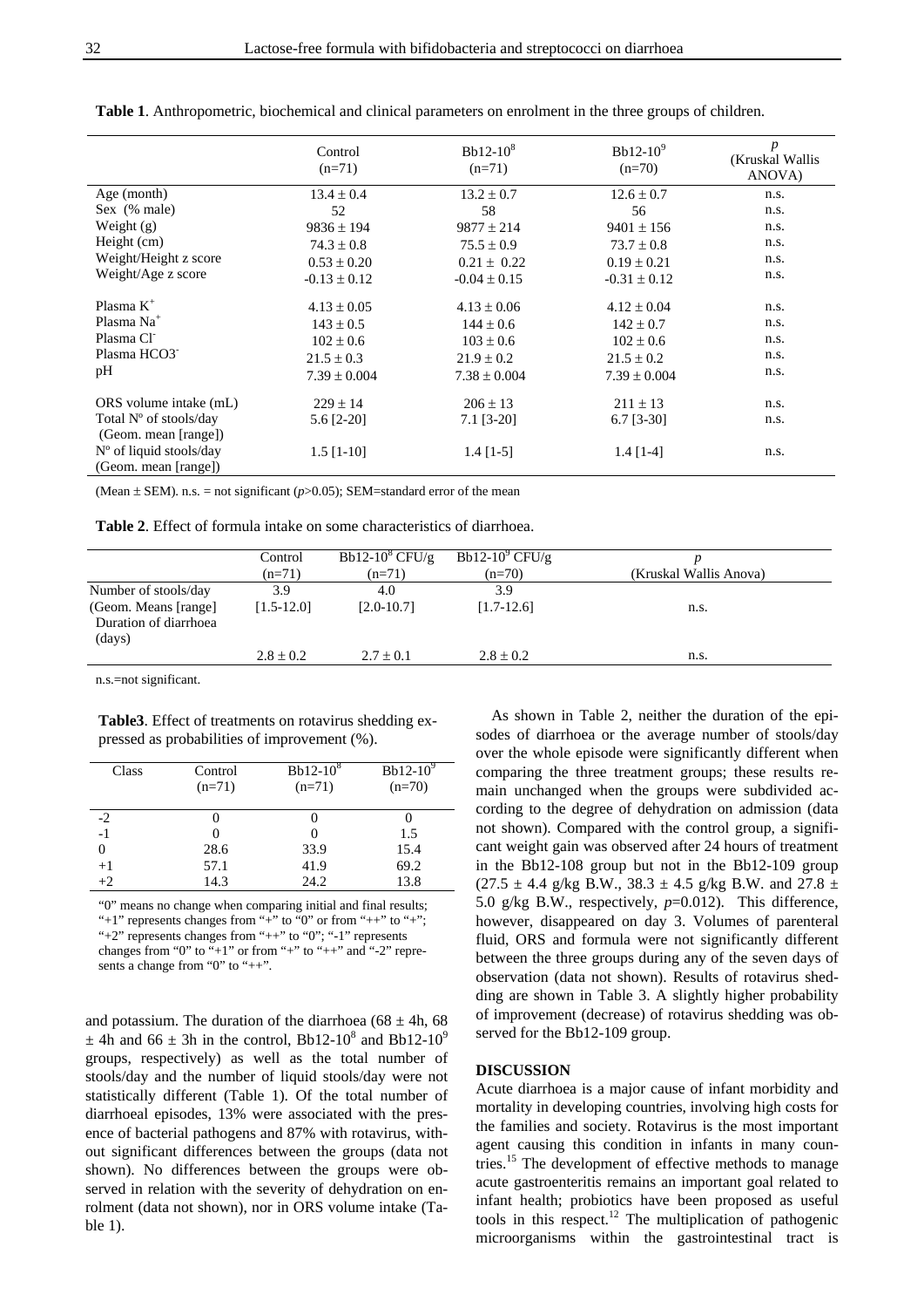**Table 1**. Anthropometric, biochemical and clinical parameters on enrolment in the three groups of children.

| | Control (n=71) | Bb12-$10^8$ (n=71) | Bb12-$10^9$ (n=70) | *p* (Kruskal Wallis ANOVA) |
|---|---|---|---|---|
| Age (month) | 13.4 ± 0.4 | 13.2 ± 0.7 | 12.6 ± 0.7 | n.s. |
| Sex (% male) | 52 | 58 | 56 | n.s. |
| Weight (g) | 9836 ± 194 | 9877 ± 214 | 9401 ± 156 | n.s. |
| Height (cm) | 74.3 ± 0.8 | 75.5 ± 0.9 | 73.7 ± 0.8 | n.s. |
| Weight/Height z score | 0.53 ± 0.20 | 0.21 ± 0.22 | 0.19 ± 0.21 | n.s. |
| Weight/Age z score | -0.13 ± 0.12 | -0.04 ± 0.15 | -0.31 ± 0.12 | n.s. |
| Plasma $K^+$ | 4.13 ± 0.05 | 4.13 ± 0.06 | 4.12 ± 0.04 | n.s. |
| Plasma $Na^+$ | 143 ± 0.5 | 144 ± 0.6 | 142 ± 0.7 | n.s. |
| Plasma $Cl^-$ | 102 ± 0.6 | 103 ± 0.6 | 102 ± 0.6 | n.s. |
| Plasma $HCO3^-$ | 21.5 ± 0.3 | 21.9 ± 0.2 | 21.5 ± 0.2 | n.s. |
| pH | 7.39 ± 0.004 | 7.38 ± 0.004 | 7.39 ± 0.004 | n.s. |
| ORS volume intake (mL) | 229 ± 14 | 206 ± 13 | 211 ± 13 | n.s. |
| Total Nº of stools/day (Geom. mean [range]) | 5.6 [2-20] | 7.1 [3-20] | 6.7 [3-30] | n.s. |
| Nº of liquid stools/day (Geom. mean [range]) | 1.5 [1-10] | 1.4 [1-5] | 1.4 [1-4] | n.s. |

(Mean ± SEM). n.s. = not significant (*p*>0.05); SEM=standard error of the mean

**Table 2**. Effect of formula intake on some characteristics of diarrhoea.

| | Control (n=71) | Bb12-$10^8$ CFU/g (n=71) | Bb12-$10^9$ CFU/g (n=70) | *p* (Kruskal Wallis Anova) |
|---|---|---|---|---|
| Number of stools/day (Geom. Means [range] | 3.9 [1.5-12.0] | 4.0 [2.0-10.7] | 3.9 [1.7-12.6] | n.s. |
| Duration of diarrhoea (days) | 2.8 ± 0.2 | 2.7 ± 0.1 | 2.8 ± 0.2 | n.s. |

n.s.=not significant.

**Table3**. Effect of treatments on rotavirus shedding expressed as probabilities of improvement (%).

| Class | Control (n=71) | Bb12-$10^8$ (n=71) | Bb12-$10^9$ (n=70) |
|---|---|---|---|
| -2 | 0 | 0 | 0 |
| -1 | 0 | 0 | 1.5 |
| 0 | 28.6 | 33.9 | 15.4 |
| +1 | 57.1 | 41.9 | 69.2 |
| +2 | 14.3 | 24.2 | 13.8 |

"0" means no change when comparing initial and final results; "+1" represents changes from "+" to "0" or from "++" to "+"; "+2" represents changes from "++" to "0"; "-1" represents changes from "0" to "+1" or from "+" to "++" and "-2" represents a change from "0" to "++".

and potassium. The duration of the diarrhoea (68 ± 4h, 68 ± 4h and 66 ± 3h in the control, Bb12-$10^8$ and Bb12-$10^9$ groups, respectively) as well as the total number of stools/day and the number of liquid stools/day were not statistically different (Table 1). Of the total number of diarrhoeal episodes, 13% were associated with the presence of bacterial pathogens and 87% with rotavirus, without significant differences between the groups (data not shown). No differences between the groups were observed in relation with the severity of dehydration on enrolment (data not shown), nor in ORS volume intake (Table 1).

As shown in Table 2, neither the duration of the episodes of diarrhoea or the average number of stools/day over the whole episode were significantly different when comparing the three treatment groups; these results remain unchanged when the groups were subdivided according to the degree of dehydration on admission (data not shown). Compared with the control group, a significant weight gain was observed after 24 hours of treatment in the Bb12-108 group but not in the Bb12-109 group (27.5 ± 4.4 g/kg B.W., 38.3 ± 4.5 g/kg B.W. and 27.8 ± 5.0 g/kg B.W., respectively, *p*=0.012). This difference, however, disappeared on day 3. Volumes of parenteral fluid, ORS and formula were not significantly different between the three groups during any of the seven days of observation (data not shown). Results of rotavirus shedding are shown in Table 3. A slightly higher probability of improvement (decrease) of rotavirus shedding was observed for the Bb12-109 group.

## DISCUSSION

Acute diarrhoea is a major cause of infant morbidity and mortality in developing countries, involving high costs for the families and society. Rotavirus is the most important agent causing this condition in infants in many countries.[15] The development of effective methods to manage acute gastroenteritis remains an important goal related to infant health; probiotics have been proposed as useful tools in this respect.[12] The multiplication of pathogenic microorganisms within the gastrointestinal tract is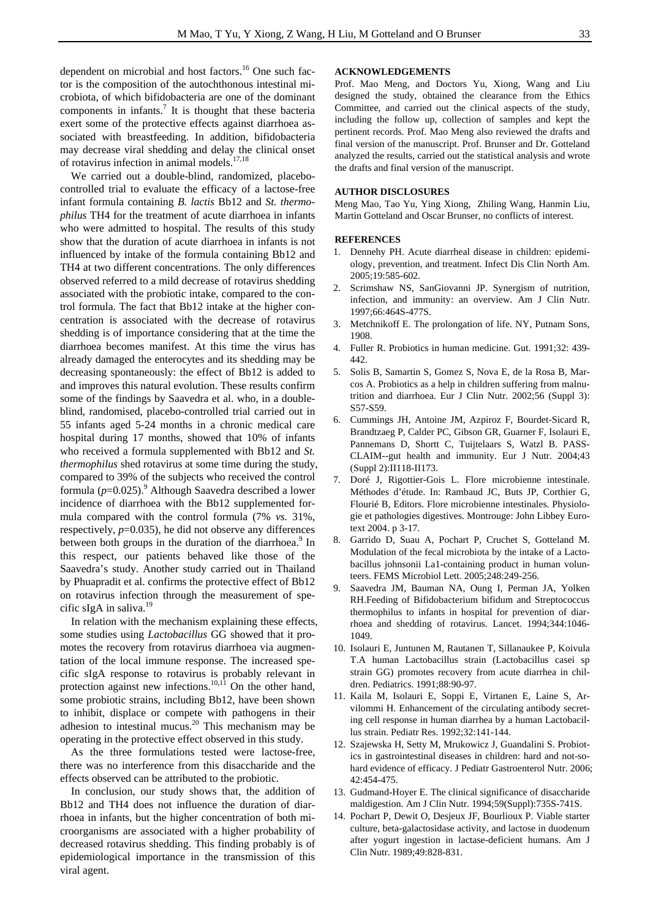dependent on microbial and host factors.[16] One such factor is the composition of the autochthonous intestinal microbiota, of which bifidobacteria are one of the dominant components in infants.[7] It is thought that these bacteria exert some of the protective effects against diarrhoea associated with breastfeeding. In addition, bifidobacteria may decrease viral shedding and delay the clinical onset of rotavirus infection in animal models.[17,18]

We carried out a double-blind, randomized, placebo-controlled trial to evaluate the efficacy of a lactose-free infant formula containing *B. lactis* Bb12 and *St. thermophilus* TH4 for the treatment of acute diarrhoea in infants who were admitted to hospital. The results of this study show that the duration of acute diarrhoea in infants is not influenced by intake of the formula containing Bb12 and TH4 at two different concentrations. The only differences observed referred to a mild decrease of rotavirus shedding associated with the probiotic intake, compared to the control formula. The fact that Bb12 intake at the higher concentration is associated with the decrease of rotavirus shedding is of importance considering that at the time the diarrhoea becomes manifest. At this time the virus has already damaged the enterocytes and its shedding may be decreasing spontaneously: the effect of Bb12 is added to and improves this natural evolution. These results confirm some of the findings by Saavedra et al. who, in a double-blind, randomised, placebo-controlled trial carried out in 55 infants aged 5-24 months in a chronic medical care hospital during 17 months, showed that 10% of infants who received a formula supplemented with Bb12 and *St. thermophilus* shed rotavirus at some time during the study, compared to 39% of the subjects who received the control formula ($p$=0.025).[9] Although Saavedra described a lower incidence of diarrhoea with the Bb12 supplemented formula compared with the control formula (7% *vs.* 31%, respectively, $p$=0.035), he did not observe any differences between both groups in the duration of the diarrhoea.[9] In this respect, our patients behaved like those of the Saavedra's study. Another study carried out in Thailand by Phuapradit et al. confirms the protective effect of Bb12 on rotavirus infection through the measurement of specific sIgA in saliva.[19]

In relation with the mechanism explaining these effects, some studies using *Lactobacillus* GG showed that it promotes the recovery from rotavirus diarrhoea via augmentation of the local immune response. The increased specific sIgA response to rotavirus is probably relevant in protection against new infections.[10,11] On the other hand, some probiotic strains, including Bb12, have been shown to inhibit, displace or compete with pathogens in their adhesion to intestinal mucus.[20] This mechanism may be operating in the protective effect observed in this study.

As the three formulations tested were lactose-free, there was no interference from this disaccharide and the effects observed can be attributed to the probiotic.

In conclusion, our study shows that, the addition of Bb12 and TH4 does not influence the duration of diarrhoea in infants, but the higher concentration of both microorganisms are associated with a higher probability of decreased rotavirus shedding. This finding probably is of epidemiological importance in the transmission of this viral agent.

## ACKNOWLEDGEMENTS

Prof. Mao Meng, and Doctors Yu, Xiong, Wang and Liu designed the study, obtained the clearance from the Ethics Committee, and carried out the clinical aspects of the study, including the follow up, collection of samples and kept the pertinent records. Prof. Mao Meng also reviewed the drafts and final version of the manuscript. Prof. Brunser and Dr. Gotteland analyzed the results, carried out the statistical analysis and wrote the drafts and final version of the manuscript.

## AUTHOR DISCLOSURES

Meng Mao, Tao Yu, Ying Xiong, Zhiling Wang, Hanmin Liu, Martin Gotteland and Oscar Brunser, no conflicts of interest.

## REFERENCES

1. Dennehy PH. Acute diarrheal disease in children: epidemiology, prevention, and treatment. Infect Dis Clin North Am. 2005;19:585-602.
2. Scrimshaw NS, SanGiovanni JP. Synergism of nutrition, infection, and immunity: an overview. Am J Clin Nutr. 1997;66:464S-477S.
3. Metchnikoff E. The prolongation of life. NY, Putnam Sons, 1908.
4. Fuller R. Probiotics in human medicine. Gut. 1991;32: 439-442.
5. Solis B, Samartin S, Gomez S, Nova E, de la Rosa B, Marcos A. Probiotics as a help in children suffering from malnutrition and diarrhoea. Eur J Clin Nutr. 2002;56 (Suppl 3): S57-S59.
6. Cummings JH, Antoine JM, Azpiroz F, Bourdet-Sicard R, Brandtzaeg P, Calder PC, Gibson GR, Guarner F, Isolauri E, Pannemans D, Shortt C, Tuijtelaars S, Watzl B. PASSCLAIM--gut health and immunity. Eur J Nutr. 2004;43 (Suppl 2):II118-II173.
7. Doré J, Rigottier-Gois L. Flore microbienne intestinale. Méthodes d'étude. In: Rambaud JC, Buts JP, Corthier G, Flourié B, Editors. Flore microbienne intestinales. Physiologie et pathologies digestives. Montrouge: John Libbey Eurotext 2004. p 3-17.
8. Garrido D, Suau A, Pochart P, Cruchet S, Gotteland M. Modulation of the fecal microbiota by the intake of a Lactobacillus johnsonii La1-containing product in human volunteers. FEMS Microbiol Lett. 2005;248:249-256.
9. Saavedra JM, Bauman NA, Oung I, Perman JA, Yolken RH.Feeding of Bifidobacterium bifidum and Streptococcus thermophilus to infants in hospital for prevention of diarrhoea and shedding of rotavirus. Lancet. 1994;344:1046-1049.
10. Isolauri E, Juntunen M, Rautanen T, Sillanaukee P, Koivula T.A human Lactobacillus strain (Lactobacillus casei sp strain GG) promotes recovery from acute diarrhea in children. Pediatrics. 1991;88:90-97.
11. Kaila M, Isolauri E, Soppi E, Virtanen E, Laine S, Arvilommi H. Enhancement of the circulating antibody secreting cell response in human diarrhea by a human Lactobacillus strain. Pediatr Res. 1992;32:141-144.
12. Szajewska H, Setty M, Mrukowicz J, Guandalini S. Probiotics in gastrointestinal diseases in children: hard and not-so-hard evidence of efficacy. J Pediatr Gastroenterol Nutr. 2006; 42:454-475.
13. Gudmand-Hoyer E. The clinical significance of disaccharide maldigestion. Am J Clin Nutr. 1994;59(Suppl):735S-741S.
14. Pochart P, Dewit O, Desjeux JF, Bourlioux P. Viable starter culture, beta-galactosidase activity, and lactose in duodenum after yogurt ingestion in lactase-deficient humans. Am J Clin Nutr. 1989;49:828-831.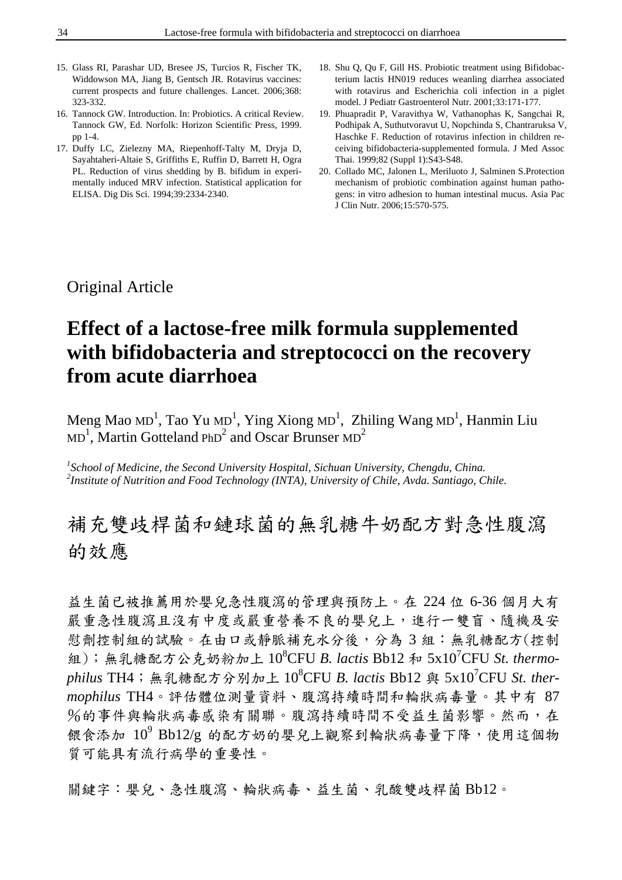15. Glass RI, Parashar UD, Bresee JS, Turcios R, Fischer TK, Widdowson MA, Jiang B, Gentsch JR. Rotavirus vaccines: current prospects and future challenges. Lancet. 2006;368: 323-332.
16. Tannock GW. Introduction. In: Probiotics. A critical Review. Tannock GW, Ed. Norfolk: Horizon Scientific Press, 1999. pp 1-4.
17. Duffy LC, Zielezny MA, Riepenhoff-Talty M, Dryja D, Sayahtaheri-Altaie S, Griffiths E, Ruffin D, Barrett H, Ogra PL. Reduction of virus shedding by B. bifidum in experimentally induced MRV infection. Statistical application for ELISA. Dig Dis Sci. 1994;39:2334-2340.
18. Shu Q, Qu F, Gill HS. Probiotic treatment using Bifidobacterium lactis HN019 reduces weanling diarrhea associated with rotavirus and Escherichia coli infection in a piglet model. J Pediatr Gastroenterol Nutr. 2001;33:171-177.
19. Phuapradit P, Varavithya W, Vathanophas K, Sangchai R, Podhipak A, Suthutvoravut U, Nopchinda S, Chantraruksa V, Haschke F. Reduction of rotavirus infection in children receiving bifidobacteria-supplemented formula. J Med Assoc Thai. 1999;82 (Suppl 1):S43-S48.
20. Collado MC, Jalonen L, Meriluoto J, Salminen S.Protection mechanism of probiotic combination against human pathogens: in vitro adhesion to human intestinal mucus. Asia Pac J Clin Nutr. 2006;15:570-575.

Original Article

# Effect of a lactose-free milk formula supplemented with bifidobacteria and streptococci on the recovery from acute diarrhoea

Meng Mao MD[1], Tao Yu MD[1], Ying Xiong MD[1], Zhiling Wang MD[1], Hanmin Liu MD[1], Martin Gotteland PhD[2] and Oscar Brunser MD[2]

[1]*School of Medicine, the Second University Hospital, Sichuan University, Chengdu, China.*
[2]*Institute of Nutrition and Food Technology (INTA), University of Chile, Avda. Santiago, Chile.*

# 補充雙歧桿菌和鏈球菌的無乳糖牛奶配方對急性腹瀉的效應

益生菌已被推薦用於嬰兒急性腹瀉的管理與預防上。在 224 位 6-36 個月大有嚴重急性腹瀉且沒有中度或嚴重營養不良的嬰兒上，進行一雙盲、隨機及安慰劑控制組的試驗。在由口或靜脈補充水分後，分為 3 組：無乳糖配方(控制組)；無乳糖配方公克奶粉加上 $10^8$CFU *B. lactis* Bb12 和 $5x10^7$CFU *St. thermophilus* TH4；無乳糖配方分別加上 $10^8$CFU *B. lactis* Bb12 與 $5x10^7$CFU *St. thermophilus* TH4。評估體位測量資料、腹瀉持續時間和輪狀病毒量。其中有 87 ％的事件與輪狀病毒感染有關聯。腹瀉持續時間不受益生菌影響。然而，在餵食添加 $10^9$ Bb12/g 的配方奶的嬰兒上觀察到輪狀病毒量下降，使用這個物質可能具有流行病學的重要性。

關鍵字：嬰兒、急性腹瀉、輪狀病毒、益生菌、乳酸雙歧桿菌 Bb12。